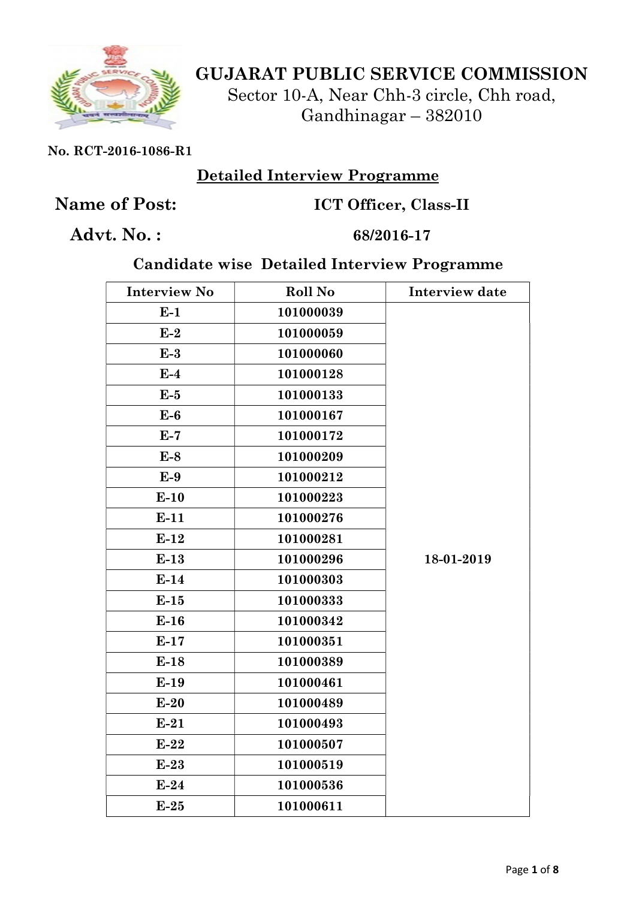# GUJARAT PUBLIC SERVICE COMMISSION

Sector 10-A, Near Chh-3 circle, Chh road,
Gandhinagar – 382010

**No. RCT-2016-1086-R1**

## Detailed Interview Programme

**Name of Post:** **ICT Officer, Class-II**

**Advt. No. :** **68/2016-17**

### Candidate wise Detailed Interview Programme

| Interview No | Roll No | Interview date |
|---|---|---|
| E-1 | 101000039 | 18-01-2019 |
| E-2 | 101000059 | |
| E-3 | 101000060 | |
| E-4 | 101000128 | |
| E-5 | 101000133 | |
| E-6 | 101000167 | |
| E-7 | 101000172 | |
| E-8 | 101000209 | |
| E-9 | 101000212 | |
| E-10 | 101000223 | |
| E-11 | 101000276 | |
| E-12 | 101000281 | |
| E-13 | 101000296 | |
| E-14 | 101000303 | |
| E-15 | 101000333 | |
| E-16 | 101000342 | |
| E-17 | 101000351 | |
| E-18 | 101000389 | |
| E-19 | 101000461 | |
| E-20 | 101000489 | |
| E-21 | 101000493 | |
| E-22 | 101000507 | |
| E-23 | 101000519 | |
| E-24 | 101000536 | |
| E-25 | 101000611 | |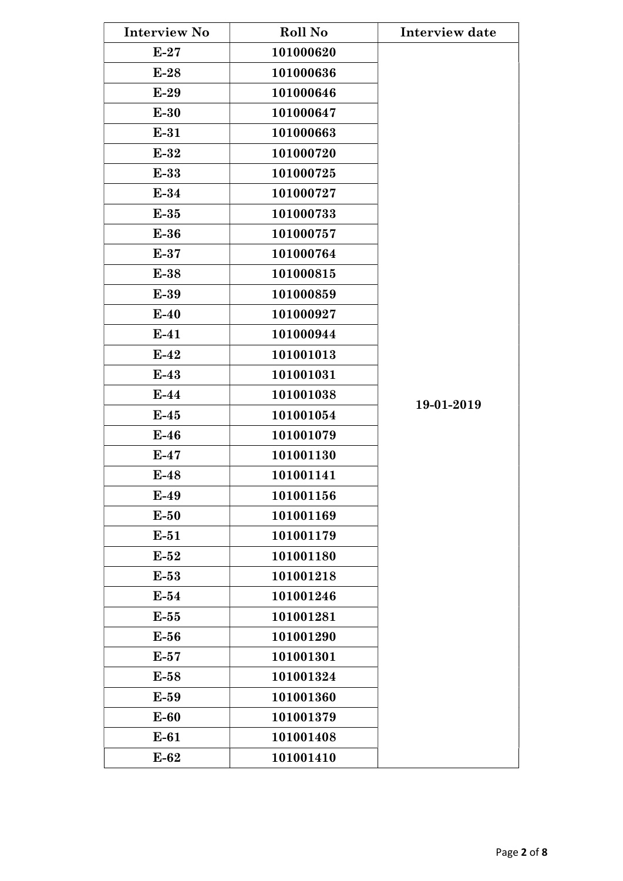| Interview No | Roll No | Interview date |
|---|---|---|
| E-27 | 101000620 | 19-01-2019 |
| E-28 | 101000636 | |
| E-29 | 101000646 | |
| E-30 | 101000647 | |
| E-31 | 101000663 | |
| E-32 | 101000720 | |
| E-33 | 101000725 | |
| E-34 | 101000727 | |
| E-35 | 101000733 | |
| E-36 | 101000757 | |
| E-37 | 101000764 | |
| E-38 | 101000815 | |
| E-39 | 101000859 | |
| E-40 | 101000927 | |
| E-41 | 101000944 | |
| E-42 | 101001013 | |
| E-43 | 101001031 | |
| E-44 | 101001038 | |
| E-45 | 101001054 | |
| E-46 | 101001079 | |
| E-47 | 101001130 | |
| E-48 | 101001141 | |
| E-49 | 101001156 | |
| E-50 | 101001169 | |
| E-51 | 101001179 | |
| E-52 | 101001180 | |
| E-53 | 101001218 | |
| E-54 | 101001246 | |
| E-55 | 101001281 | |
| E-56 | 101001290 | |
| E-57 | 101001301 | |
| E-58 | 101001324 | |
| E-59 | 101001360 | |
| E-60 | 101001379 | |
| E-61 | 101001408 | |
| E-62 | 101001410 | |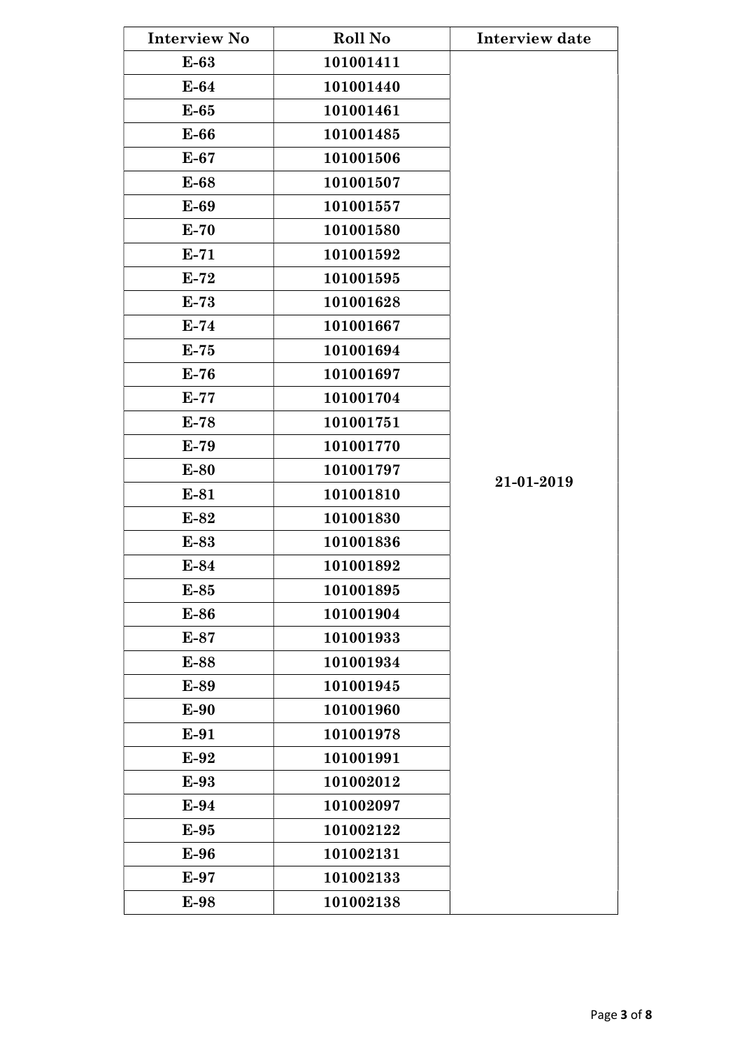| Interview No | Roll No | Interview date |
|---|---|---|
| E-63 | 101001411 | 21-01-2019 |
| E-64 | 101001440 | |
| E-65 | 101001461 | |
| E-66 | 101001485 | |
| E-67 | 101001506 | |
| E-68 | 101001507 | |
| E-69 | 101001557 | |
| E-70 | 101001580 | |
| E-71 | 101001592 | |
| E-72 | 101001595 | |
| E-73 | 101001628 | |
| E-74 | 101001667 | |
| E-75 | 101001694 | |
| E-76 | 101001697 | |
| E-77 | 101001704 | |
| E-78 | 101001751 | |
| E-79 | 101001770 | |
| E-80 | 101001797 | |
| E-81 | 101001810 | |
| E-82 | 101001830 | |
| E-83 | 101001836 | |
| E-84 | 101001892 | |
| E-85 | 101001895 | |
| E-86 | 101001904 | |
| E-87 | 101001933 | |
| E-88 | 101001934 | |
| E-89 | 101001945 | |
| E-90 | 101001960 | |
| E-91 | 101001978 | |
| E-92 | 101001991 | |
| E-93 | 101002012 | |
| E-94 | 101002097 | |
| E-95 | 101002122 | |
| E-96 | 101002131 | |
| E-97 | 101002133 | |
| E-98 | 101002138 | |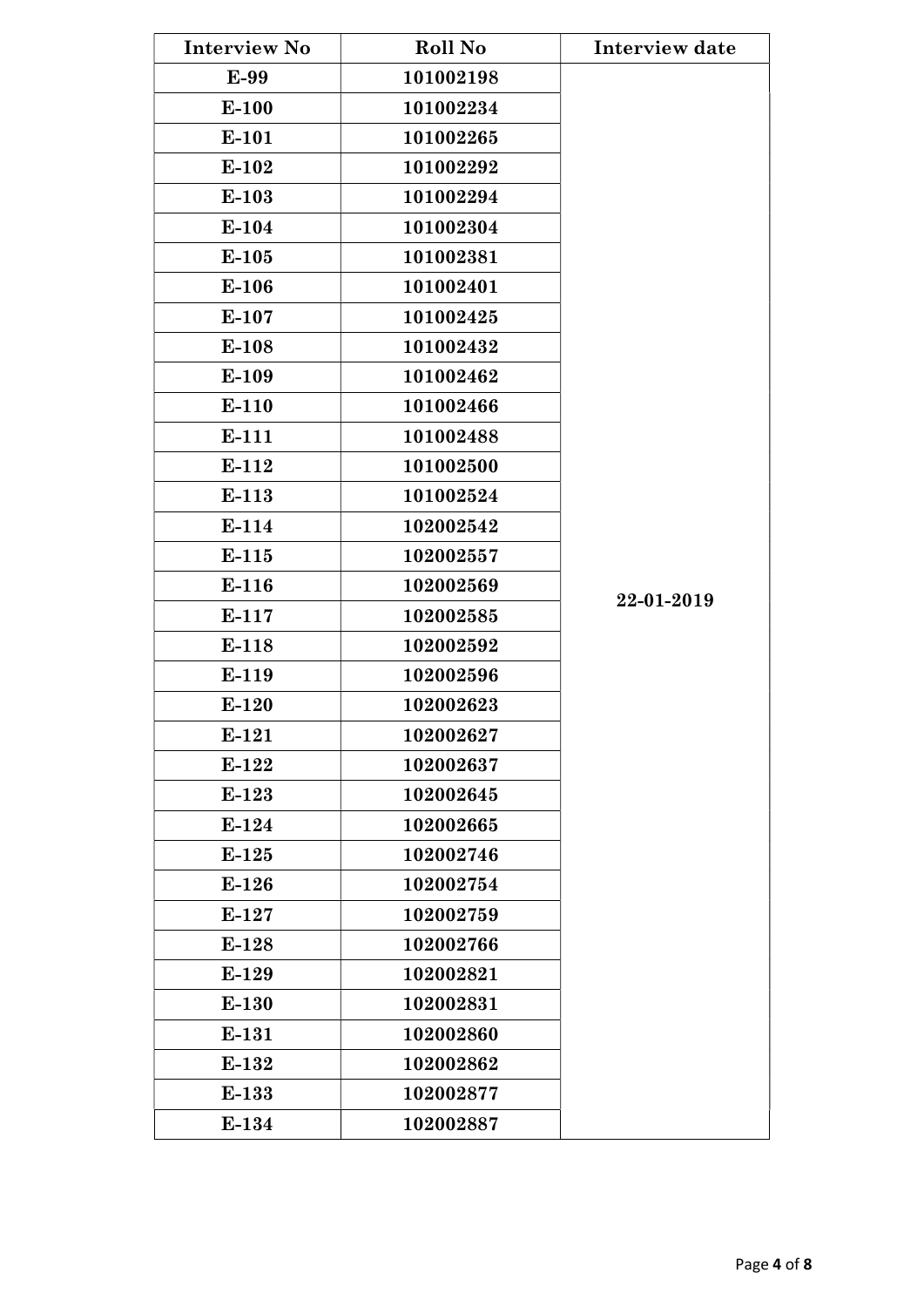| Interview No | Roll No | Interview date |
|---|---|---|
| E-99 | 101002198 | 22-01-2019 |
| E-100 | 101002234 | |
| E-101 | 101002265 | |
| E-102 | 101002292 | |
| E-103 | 101002294 | |
| E-104 | 101002304 | |
| E-105 | 101002381 | |
| E-106 | 101002401 | |
| E-107 | 101002425 | |
| E-108 | 101002432 | |
| E-109 | 101002462 | |
| E-110 | 101002466 | |
| E-111 | 101002488 | |
| E-112 | 101002500 | |
| E-113 | 101002524 | |
| E-114 | 102002542 | |
| E-115 | 102002557 | |
| E-116 | 102002569 | |
| E-117 | 102002585 | |
| E-118 | 102002592 | |
| E-119 | 102002596 | |
| E-120 | 102002623 | |
| E-121 | 102002627 | |
| E-122 | 102002637 | |
| E-123 | 102002645 | |
| E-124 | 102002665 | |
| E-125 | 102002746 | |
| E-126 | 102002754 | |
| E-127 | 102002759 | |
| E-128 | 102002766 | |
| E-129 | 102002821 | |
| E-130 | 102002831 | |
| E-131 | 102002860 | |
| E-132 | 102002862 | |
| E-133 | 102002877 | |
| E-134 | 102002887 | |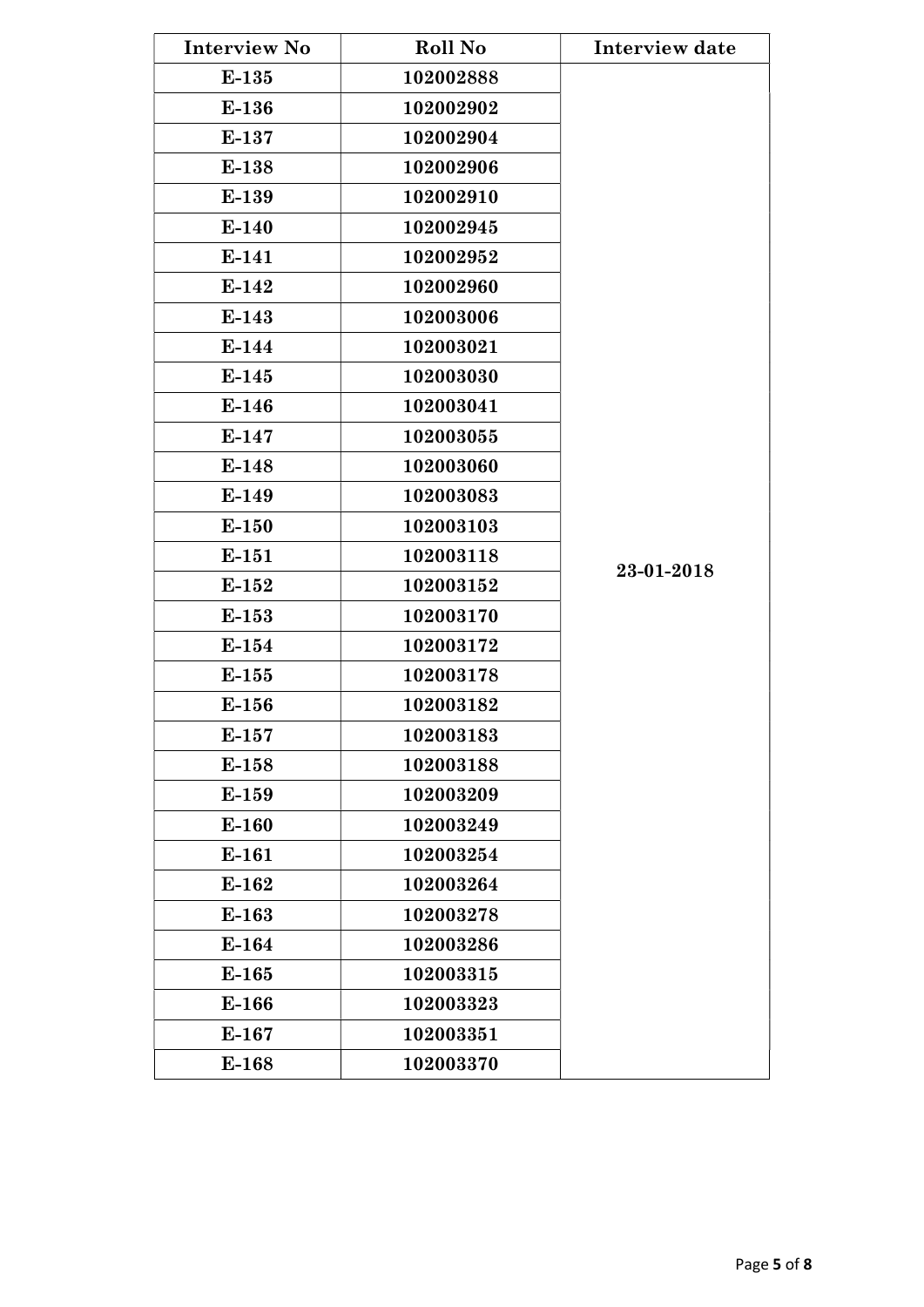| Interview No | Roll No | Interview date |
|---|---|---|
| E-135 | 102002888 | 23-01-2018 |
| E-136 | 102002902 | |
| E-137 | 102002904 | |
| E-138 | 102002906 | |
| E-139 | 102002910 | |
| E-140 | 102002945 | |
| E-141 | 102002952 | |
| E-142 | 102002960 | |
| E-143 | 102003006 | |
| E-144 | 102003021 | |
| E-145 | 102003030 | |
| E-146 | 102003041 | |
| E-147 | 102003055 | |
| E-148 | 102003060 | |
| E-149 | 102003083 | |
| E-150 | 102003103 | |
| E-151 | 102003118 | |
| E-152 | 102003152 | |
| E-153 | 102003170 | |
| E-154 | 102003172 | |
| E-155 | 102003178 | |
| E-156 | 102003182 | |
| E-157 | 102003183 | |
| E-158 | 102003188 | |
| E-159 | 102003209 | |
| E-160 | 102003249 | |
| E-161 | 102003254 | |
| E-162 | 102003264 | |
| E-163 | 102003278 | |
| E-164 | 102003286 | |
| E-165 | 102003315 | |
| E-166 | 102003323 | |
| E-167 | 102003351 | |
| E-168 | 102003370 | |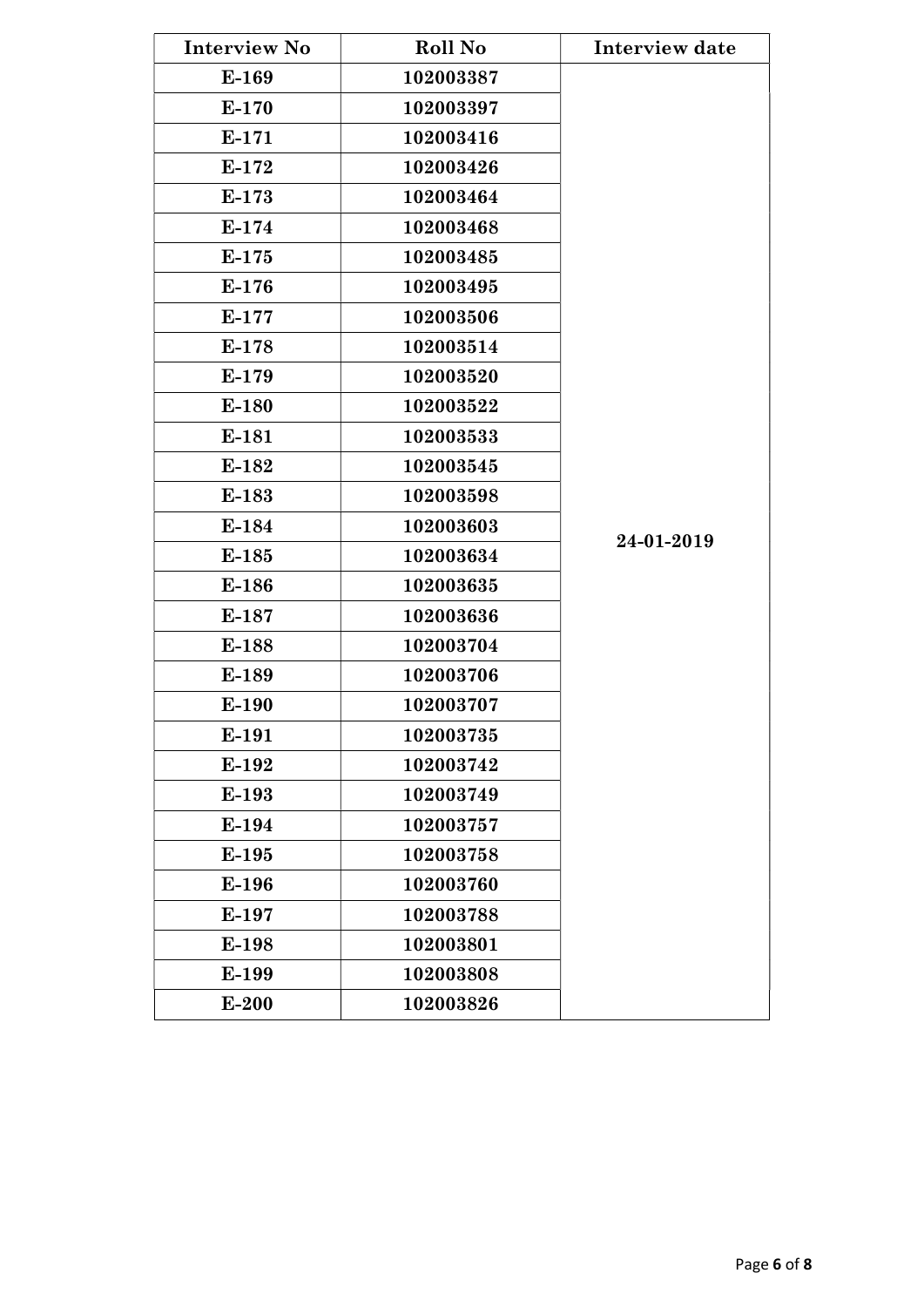| Interview No | Roll No | Interview date |
|---|---|---|
| E-169 | 102003387 | 24-01-2019 |
| E-170 | 102003397 | |
| E-171 | 102003416 | |
| E-172 | 102003426 | |
| E-173 | 102003464 | |
| E-174 | 102003468 | |
| E-175 | 102003485 | |
| E-176 | 102003495 | |
| E-177 | 102003506 | |
| E-178 | 102003514 | |
| E-179 | 102003520 | |
| E-180 | 102003522 | |
| E-181 | 102003533 | |
| E-182 | 102003545 | |
| E-183 | 102003598 | |
| E-184 | 102003603 | |
| E-185 | 102003634 | |
| E-186 | 102003635 | |
| E-187 | 102003636 | |
| E-188 | 102003704 | |
| E-189 | 102003706 | |
| E-190 | 102003707 | |
| E-191 | 102003735 | |
| E-192 | 102003742 | |
| E-193 | 102003749 | |
| E-194 | 102003757 | |
| E-195 | 102003758 | |
| E-196 | 102003760 | |
| E-197 | 102003788 | |
| E-198 | 102003801 | |
| E-199 | 102003808 | |
| E-200 | 102003826 | |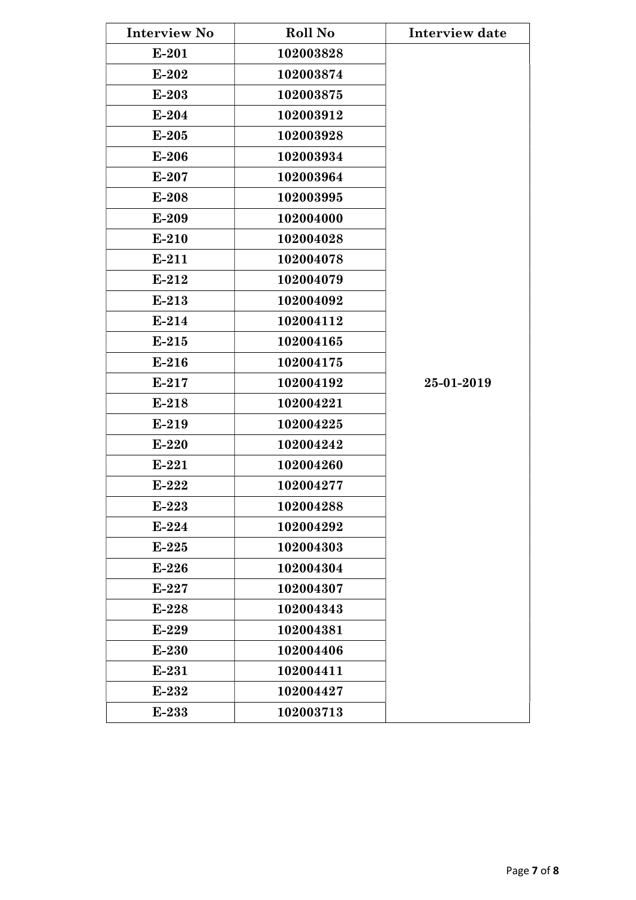| Interview No | Roll No | Interview date |
| --- | --- | --- |
| E-201 | 102003828 | 25-01-2019 |
| E-202 | 102003874 | |
| E-203 | 102003875 | |
| E-204 | 102003912 | |
| E-205 | 102003928 | |
| E-206 | 102003934 | |
| E-207 | 102003964 | |
| E-208 | 102003995 | |
| E-209 | 102004000 | |
| E-210 | 102004028 | |
| E-211 | 102004078 | |
| E-212 | 102004079 | |
| E-213 | 102004092 | |
| E-214 | 102004112 | |
| E-215 | 102004165 | |
| E-216 | 102004175 | |
| E-217 | 102004192 | |
| E-218 | 102004221 | |
| E-219 | 102004225 | |
| E-220 | 102004242 | |
| E-221 | 102004260 | |
| E-222 | 102004277 | |
| E-223 | 102004288 | |
| E-224 | 102004292 | |
| E-225 | 102004303 | |
| E-226 | 102004304 | |
| E-227 | 102004307 | |
| E-228 | 102004343 | |
| E-229 | 102004381 | |
| E-230 | 102004406 | |
| E-231 | 102004411 | |
| E-232 | 102004427 | |
| E-233 | 102003713 | |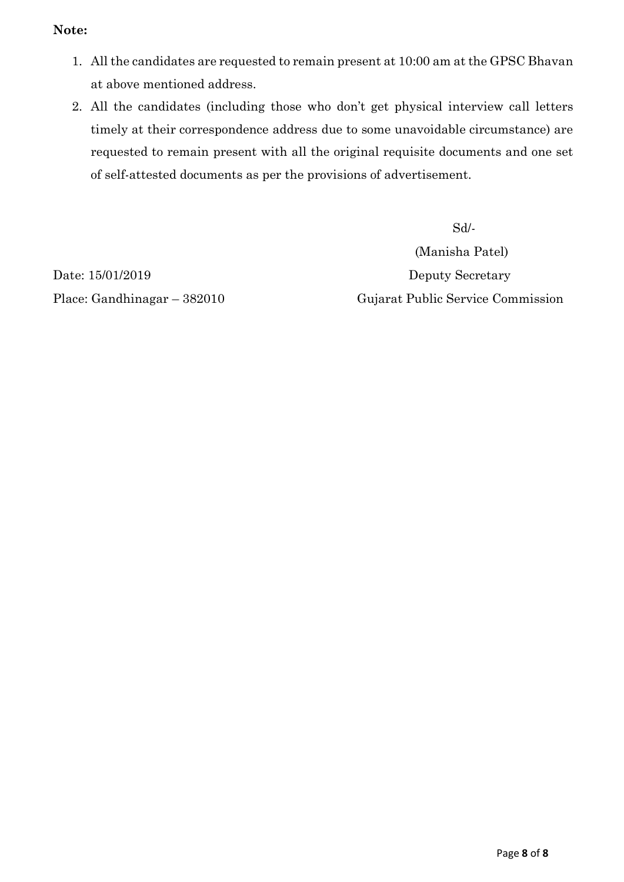**Note:**

1. All the candidates are requested to remain present at 10:00 am at the GPSC Bhavan at above mentioned address.
2. All the candidates (including those who don't get physical interview call letters timely at their correspondence address due to some unavoidable circumstance) are requested to remain present with all the original requisite documents and one set of self-attested documents as per the provisions of advertisement.

Sd/-

(Manisha Patel)

Deputy Secretary

Gujarat Public Service Commission

Date: 15/01/2019

Place: Gandhinagar – 382010